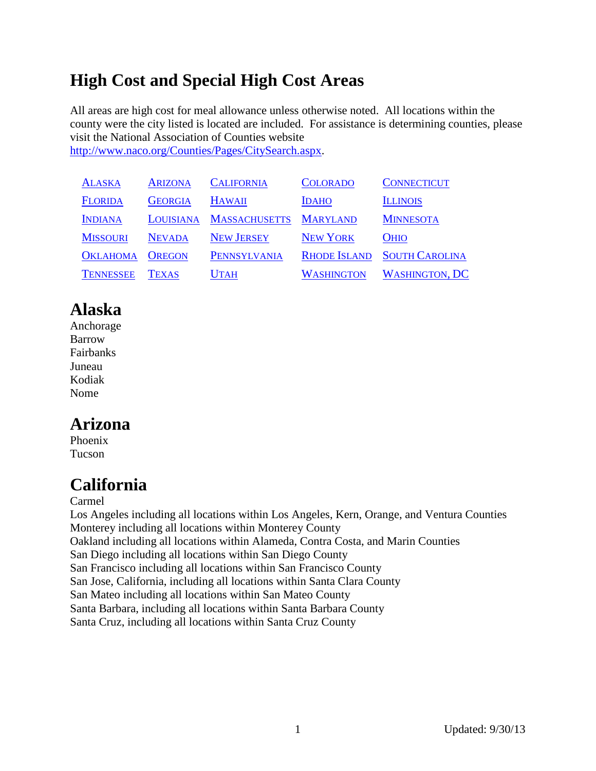# High Cost and Special High Cost Areas

All areas are high cost for meal allowance unless otherwise noted. All locations within the county were the city listed is located are included. For assistance is determining counties, please visit the National Association of Counties website http://www.naco.org/Counties/Pages/CitySearch.aspx.

| | | | | |
|---|---|---|---|---|
| ALASKA | ARIZONA | CALIFORNIA | COLORADO | CONNECTICUT |
| FLORIDA | GEORGIA | HAWAII | IDAHO | ILLINOIS |
| INDIANA | LOUISIANA | MASSACHUSETTS | MARYLAND | MINNESOTA |
| MISSOURI | NEVADA | NEW JERSEY | NEW YORK | OHIO |
| OKLAHOMA | OREGON | PENNSYLVANIA | RHODE ISLAND | SOUTH CAROLINA |
| TENNESSEE | TEXAS | UTAH | WASHINGTON | WASHINGTON, DC |

## Alaska

Anchorage
Barrow
Fairbanks
Juneau
Kodiak
Nome

## Arizona

Phoenix
Tucson

## California

Carmel
Los Angeles including all locations within Los Angeles, Kern, Orange, and Ventura Counties
Monterey including all locations within Monterey County
Oakland including all locations within Alameda, Contra Costa, and Marin Counties
San Diego including all locations within San Diego County
San Francisco including all locations within San Francisco County
San Jose, California, including all locations within Santa Clara County
San Mateo including all locations within San Mateo County
Santa Barbara, including all locations within Santa Barbara County
Santa Cruz, including all locations within Santa Cruz County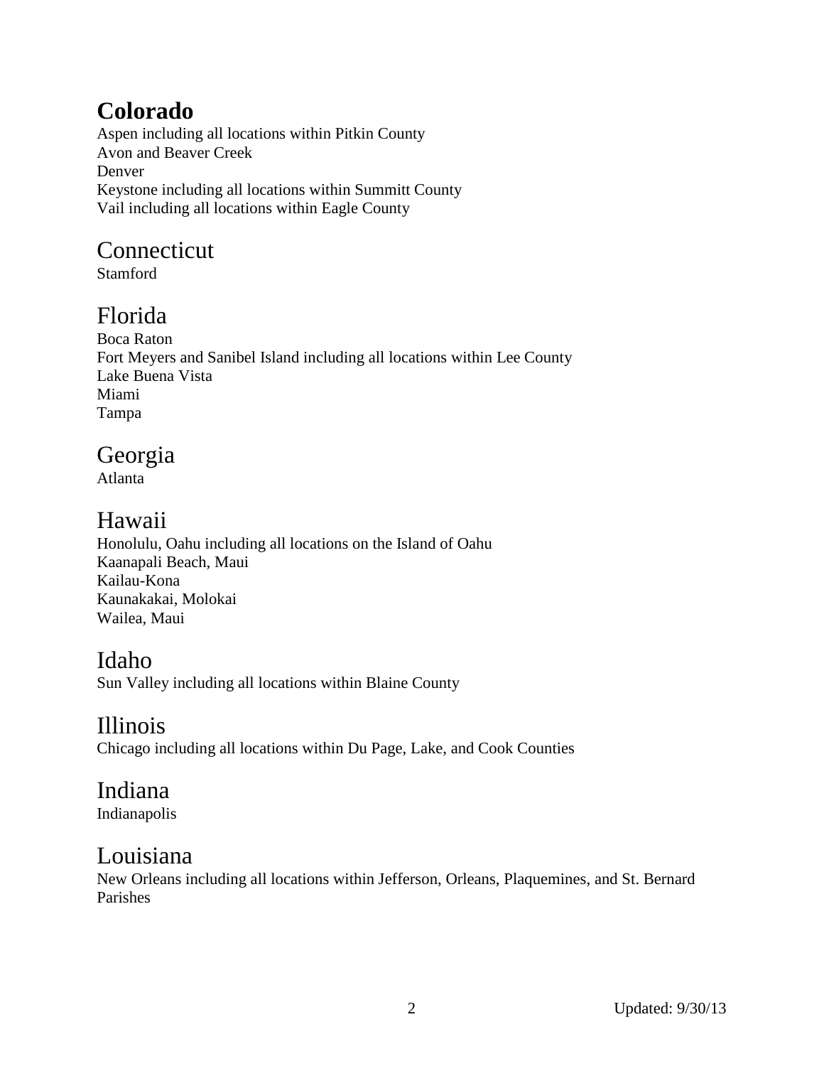## Colorado

Aspen including all locations within Pitkin County
Avon and Beaver Creek
Denver
Keystone including all locations within Summitt County
Vail including all locations within Eagle County

## Connecticut

Stamford

## Florida

Boca Raton
Fort Meyers and Sanibel Island including all locations within Lee County
Lake Buena Vista
Miami
Tampa

## Georgia

Atlanta

## Hawaii

Honolulu, Oahu including all locations on the Island of Oahu
Kaanapali Beach, Maui
Kailau-Kona
Kaunakakai, Molokai
Wailea, Maui

## Idaho

Sun Valley including all locations within Blaine County

## Illinois

Chicago including all locations within Du Page, Lake, and Cook Counties

## Indiana

Indianapolis

## Louisiana

New Orleans including all locations within Jefferson, Orleans, Plaquemines, and St. Bernard Parishes

Updated: 9/30/13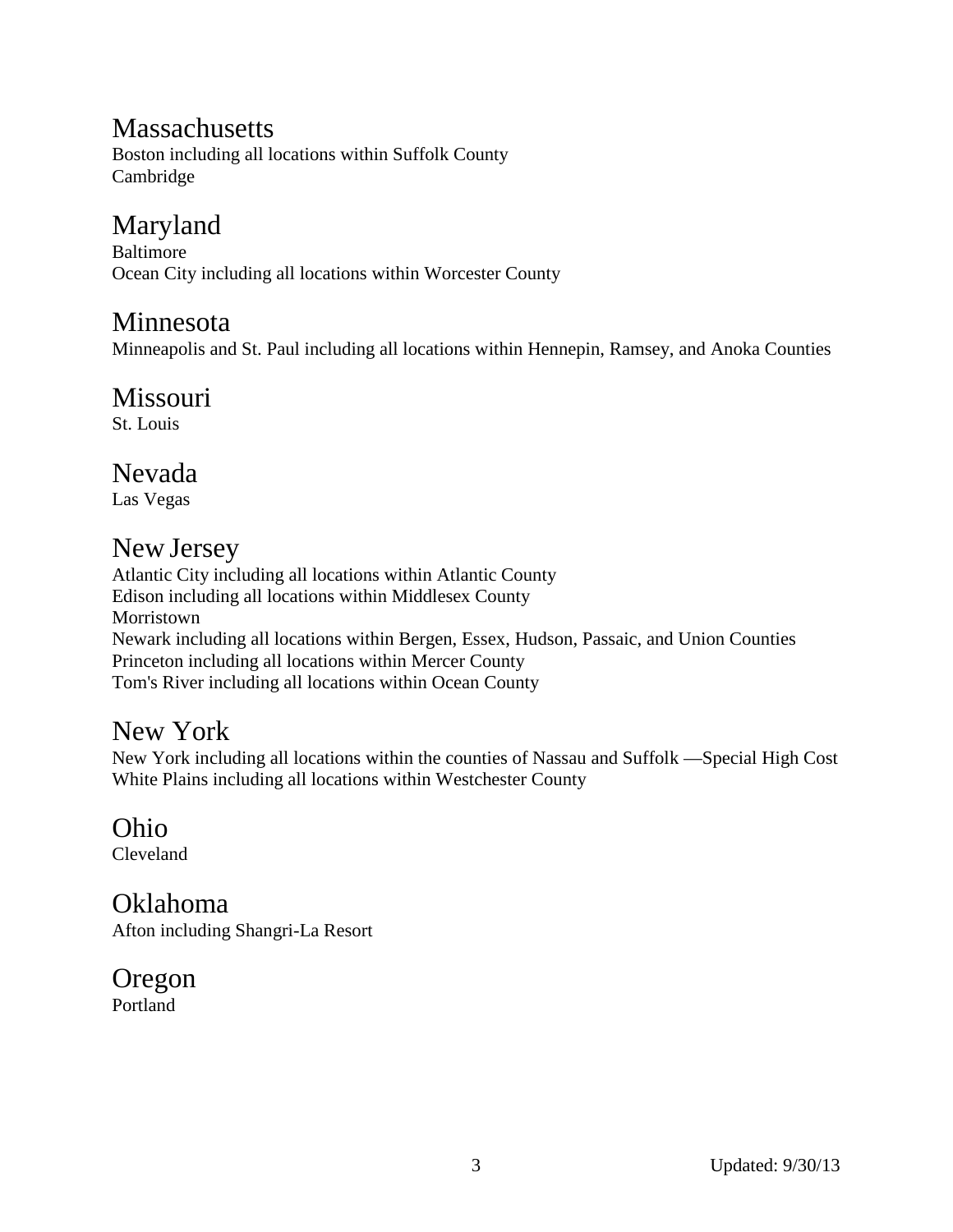## Massachusetts

Boston including all locations within Suffolk County
Cambridge

## Maryland

Baltimore
Ocean City including all locations within Worcester County

## Minnesota

Minneapolis and St. Paul including all locations within Hennepin, Ramsey, and Anoka Counties

## Missouri

St. Louis

## Nevada

Las Vegas

## New Jersey

Atlantic City including all locations within Atlantic County
Edison including all locations within Middlesex County
Morristown
Newark including all locations within Bergen, Essex, Hudson, Passaic, and Union Counties
Princeton including all locations within Mercer County
Tom's River including all locations within Ocean County

## New York

New York including all locations within the counties of Nassau and Suffolk —Special High Cost
White Plains including all locations within Westchester County

## Ohio

Cleveland

## Oklahoma

Afton including Shangri-La Resort

## Oregon

Portland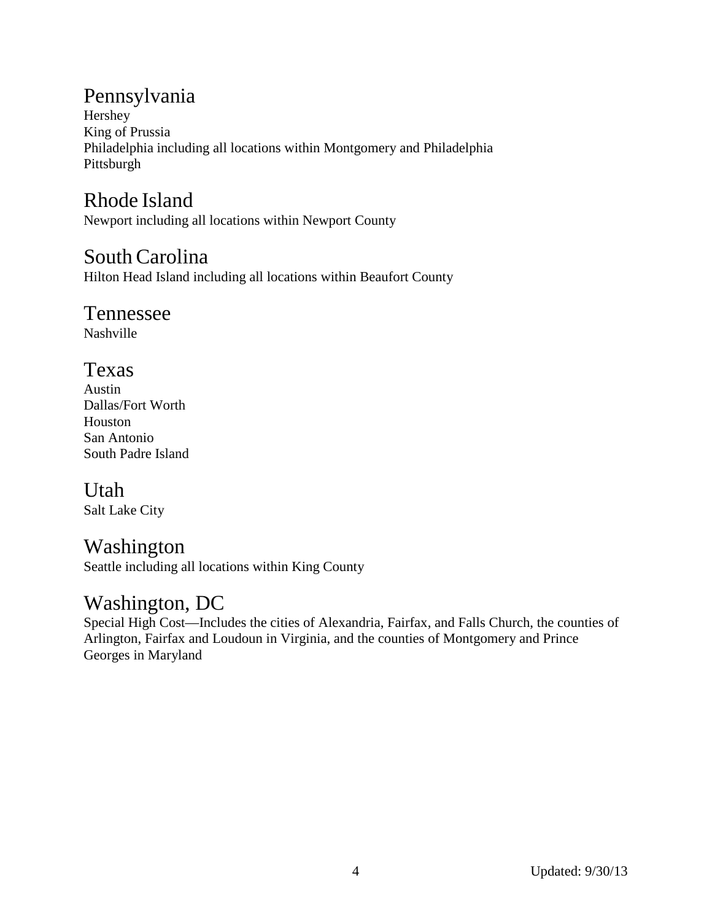## Pennsylvania

Hershey
King of Prussia
Philadelphia including all locations within Montgomery and Philadelphia
Pittsburgh

## Rhode Island

Newport including all locations within Newport County

## South Carolina

Hilton Head Island including all locations within Beaufort County

## Tennessee

Nashville

## Texas

Austin
Dallas/Fort Worth
Houston
San Antonio
South Padre Island

## Utah

Salt Lake City

## Washington

Seattle including all locations within King County

## Washington, DC

Special High Cost—Includes the cities of Alexandria, Fairfax, and Falls Church, the counties of Arlington, Fairfax and Loudoun in Virginia, and the counties of Montgomery and Prince Georges in Maryland

Updated: 9/30/13